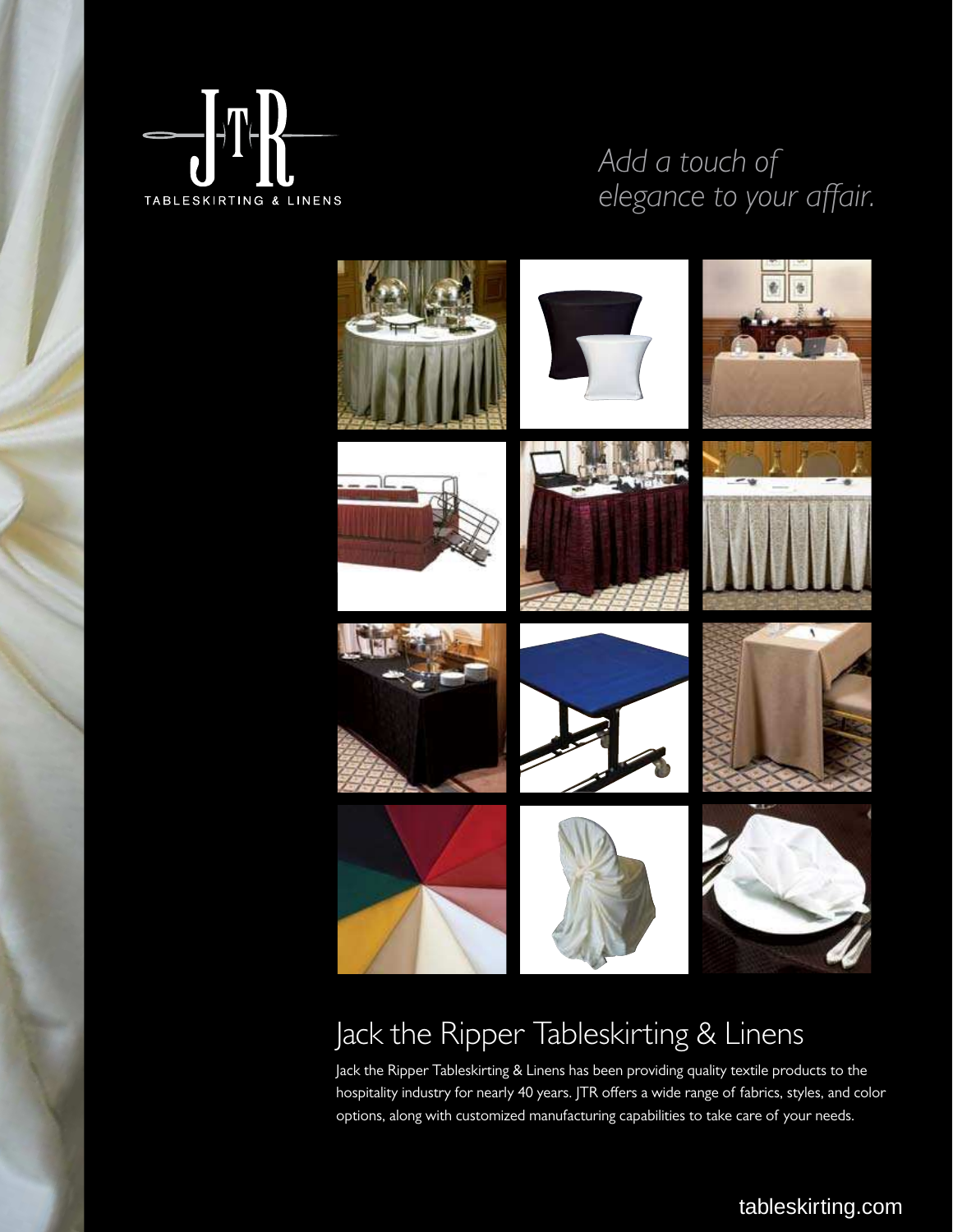JTR

TABLESKIRTING & LINENS

*Add a touch of elegance to your affair.*

# Jack the Ripper Tableskirting & Linens

Jack the Ripper Tableskirting & Linens has been providing quality textile products to the hospitality industry for nearly 40 years. JTR offers a wide range of fabrics, styles, and color options, along with customized manufacturing capabilities to take care of your needs.

tableskirting.com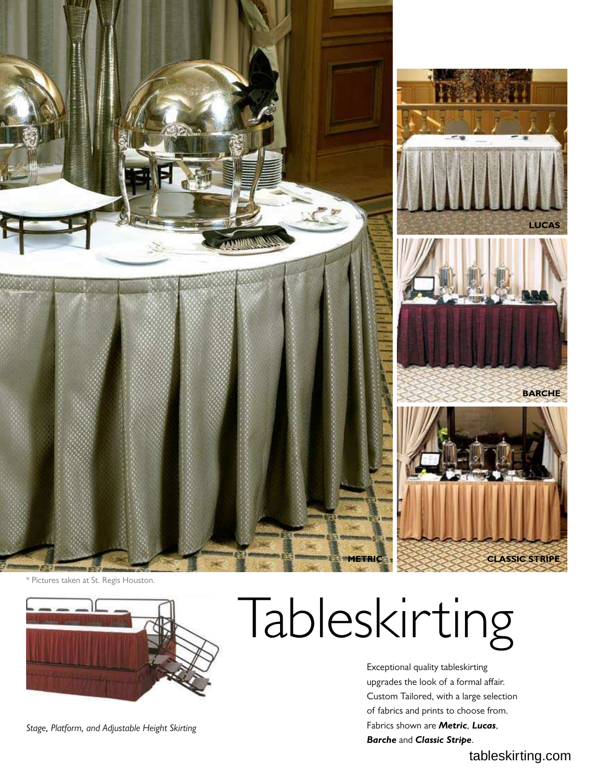METRIC

LUCAS

BARCHE

CLASSIC STRIPE

\* Pictures taken at St. Regis Houston.

*Stage, Platform, and Adjustable Height Skirting*

# Tableskirting

Exceptional quality tableskirting upgrades the look of a formal affair. Custom Tailored, with a large selection of fabrics and prints to choose from. Fabrics shown are ***Metric***, ***Lucas***, ***Barche*** and ***Classic Stripe***.

tableskirting.com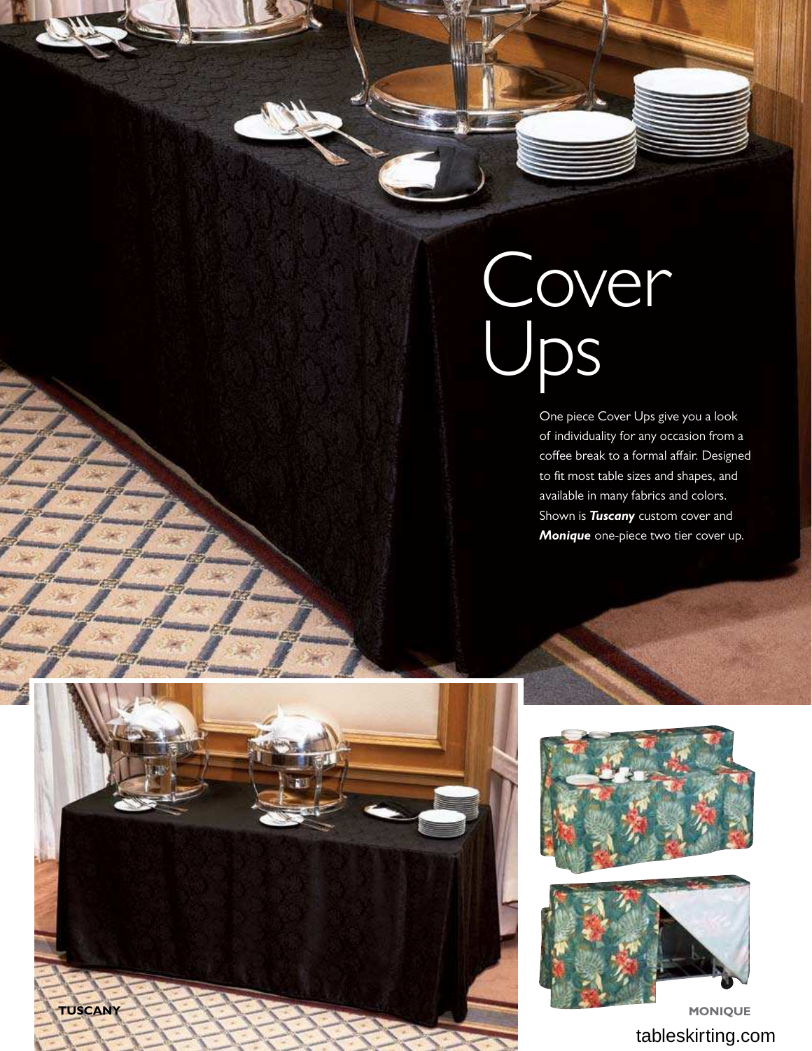# Cover Ups

One piece Cover Ups give you a look of individuality for any occasion from a coffee break to a formal affair. Designed to fit most table sizes and shapes, and available in many fabrics and colors. Shown is ***Tuscany*** custom cover and ***Monique*** one-piece two tier cover up.

**TUSCANY**

**MONIQUE**

tableskirting.com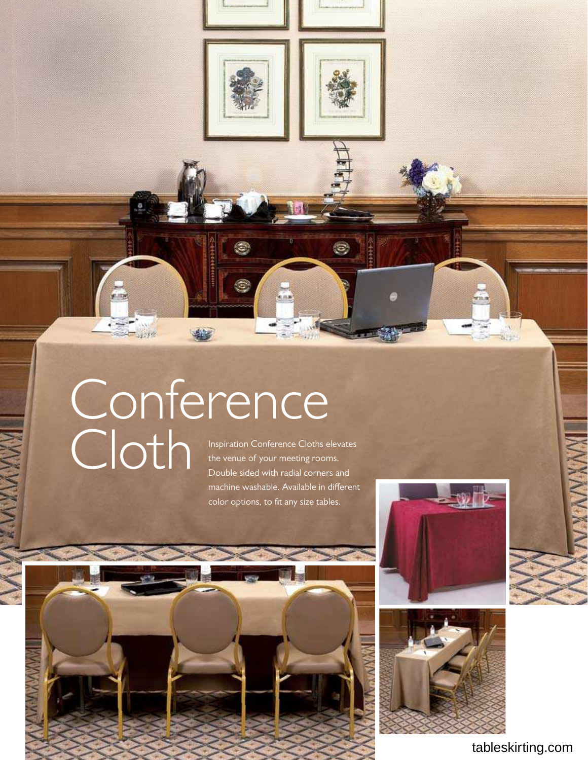# Conference Cloth

Inspiration Conference Cloths elevates the venue of your meeting rooms. Double sided with radial corners and machine washable. Available in different color options, to fit any size tables.

tableskirting.com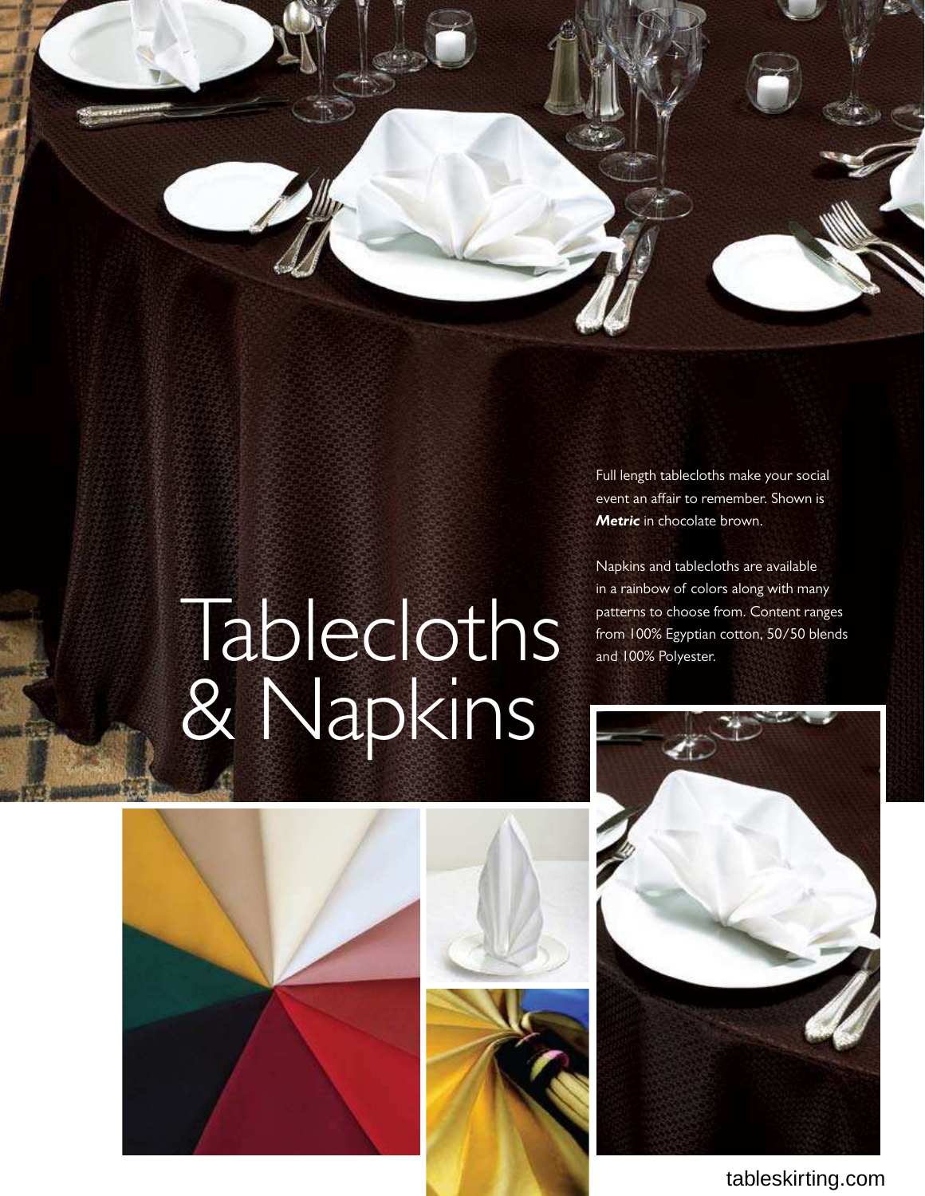# Tablecloths & Napkins

Full length tablecloths make your social event an affair to remember. Shown is ***Metric*** in chocolate brown.

Napkins and tablecloths are available in a rainbow of colors along with many patterns to choose from. Content ranges from 100% Egyptian cotton, 50/50 blends and 100% Polyester.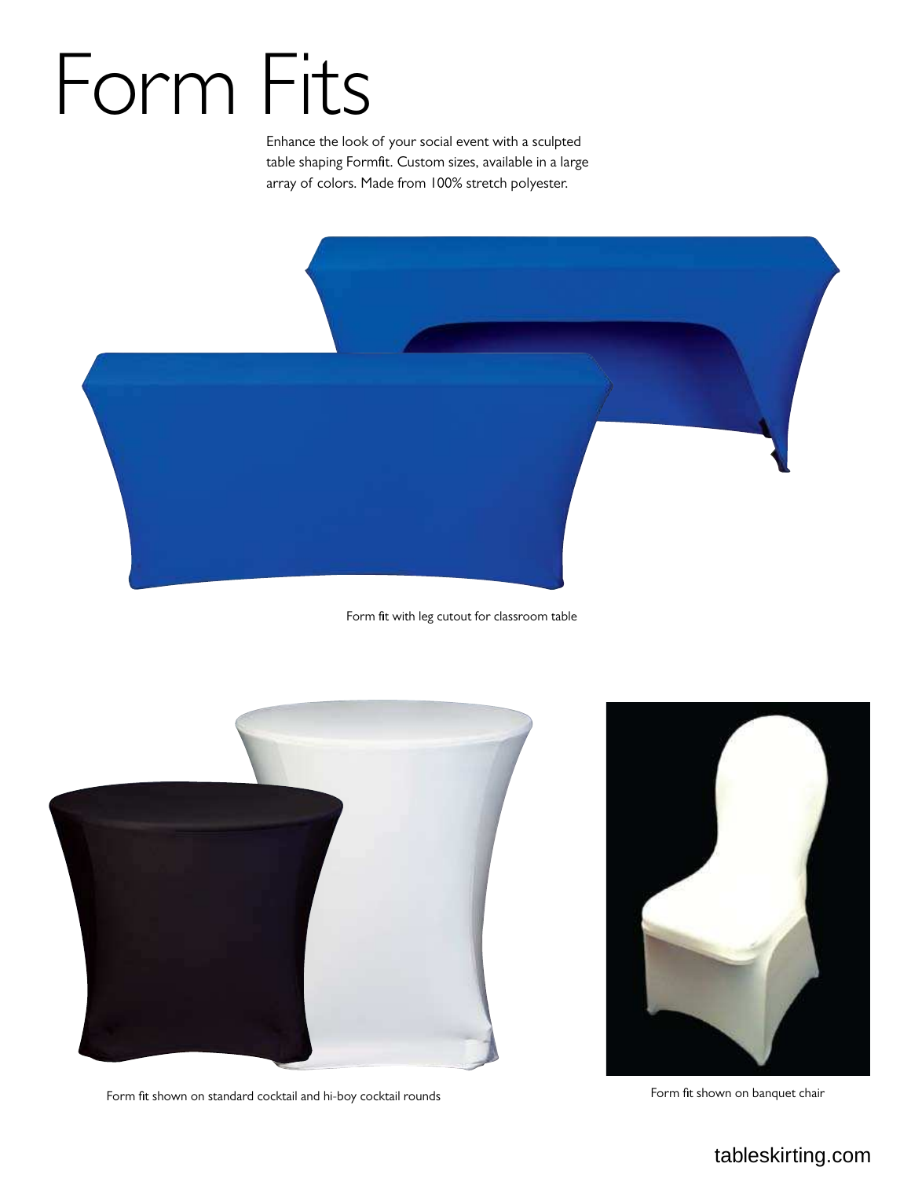# Form Fits

Enhance the look of your social event with a sculpted table shaping Formfit. Custom sizes, available in a large array of colors. Made from 100% stretch polyester.

Form fit with leg cutout for classroom table

Form fit shown on standard cocktail and hi-boy cocktail rounds

Form fit shown on banquet chair

tableskirting.com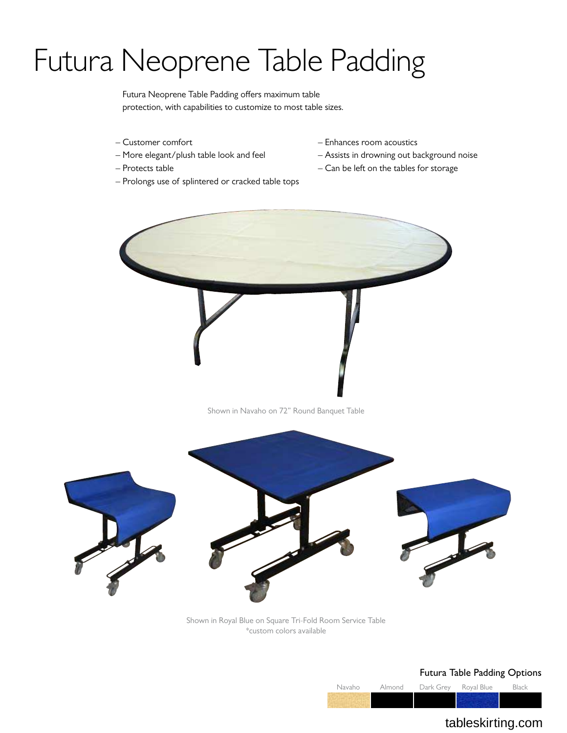# Futura Neoprene Table Padding

Futura Neoprene Table Padding offers maximum table protection, with capabilities to customize to most table sizes.

- Customer comfort
- More elegant/plush table look and feel
- Protects table
- Prolongs use of splintered or cracked table tops
- Enhances room acoustics
- Assists in drowning out background noise
- Can be left on the tables for storage

Shown in Navaho on 72" Round Banquet Table

Shown in Royal Blue on Square Tri-Fold Room Service Table
*custom colors available

## Futura Table Padding Options

| Navaho | Almond | Dark Grey | Royal Blue | Black |
| --- | --- | --- | --- | --- |

tableskirting.com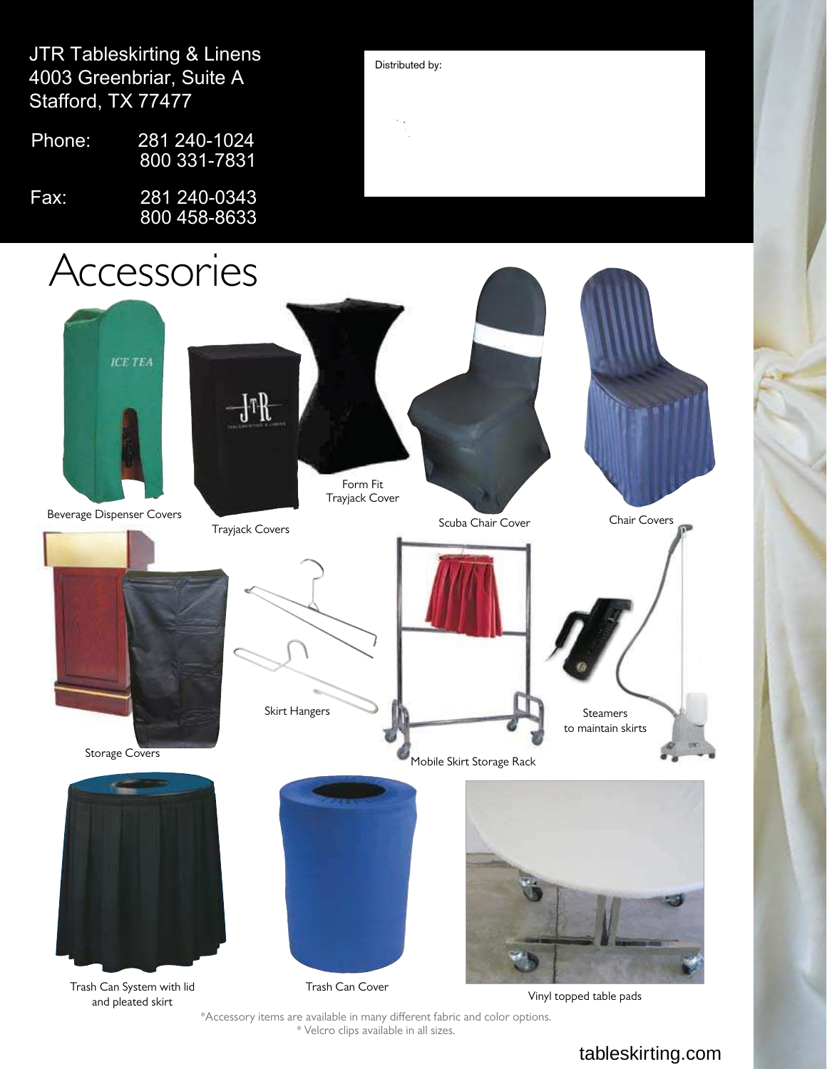JTR Tableskirting & Linens
4003 Greenbriar, Suite A
Stafford, TX 77477

Phone: 281 240-1024
800 331-7831

Fax: 281 240-0343
800 458-8633

Distributed by:

# Accessories

Beverage Dispenser Covers

Trayjack Covers

Form Fit Trayjack Cover

Scuba Chair Cover

Chair Covers

Storage Covers

Skirt Hangers

Mobile Skirt Storage Rack

Steamers to maintain skirts

Trash Can System with lid and pleated skirt

Trash Can Cover

Vinyl topped table pads

*Accessory items are available in many different fabric and color options.
* Velcro clips available in all sizes.

tableskirting.com